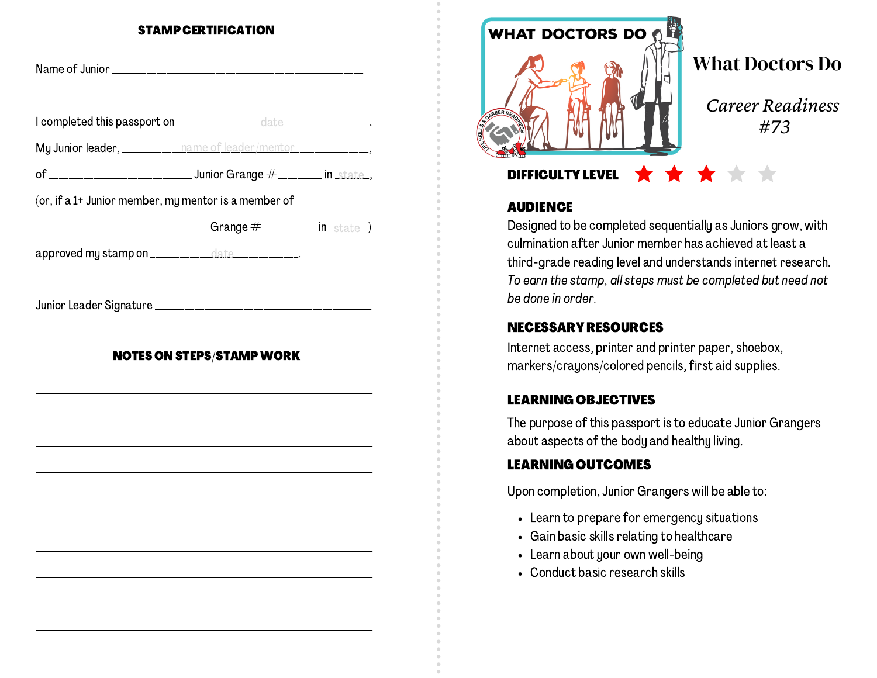## STAMP CERTIFICATION

Name of Junior ________________________________________

I completed this passport on _____________date_____________.

My Junior leader, ________name of leader/mentor___________,

of ______________________ Junior Grange #_______ in _state_,

(or, if a 1+ Junior member, my mentor is a member of

___________________________ Grange #________ in _state_)

approved my stamp on _________date__________.

Junior Leader Signature __________________________________

## NOTES ON STEPS/STAMP WORK

______________________________________________________

______________________________________________________

______________________________________________________

______________________________________________________

______________________________________________________

______________________________________________________

______________________________________________________

______________________________________________________

______________________________________________________

______________________________________________________

# What Doctors Do

*Career Readiness #73*

**DIFFICULTY LEVEL** ★★★☆☆

### AUDIENCE

Designed to be completed sequentially as Juniors grow, with culmination after Junior member has achieved at least a third-grade reading level and understands internet research. *To earn the stamp, all steps must be completed but need not be done in order.*

### NECESSARY RESOURCES

Internet access, printer and printer paper, shoebox, markers/crayons/colored pencils, first aid supplies.

### LEARNING OBJECTIVES

The purpose of this passport is to educate Junior Grangers about aspects of the body and healthy living.

### LEARNING OUTCOMES

Upon completion, Junior Grangers will be able to:

- Learn to prepare for emergency situations
- Gain basic skills relating to healthcare
- Learn about your own well-being
- Conduct basic research skills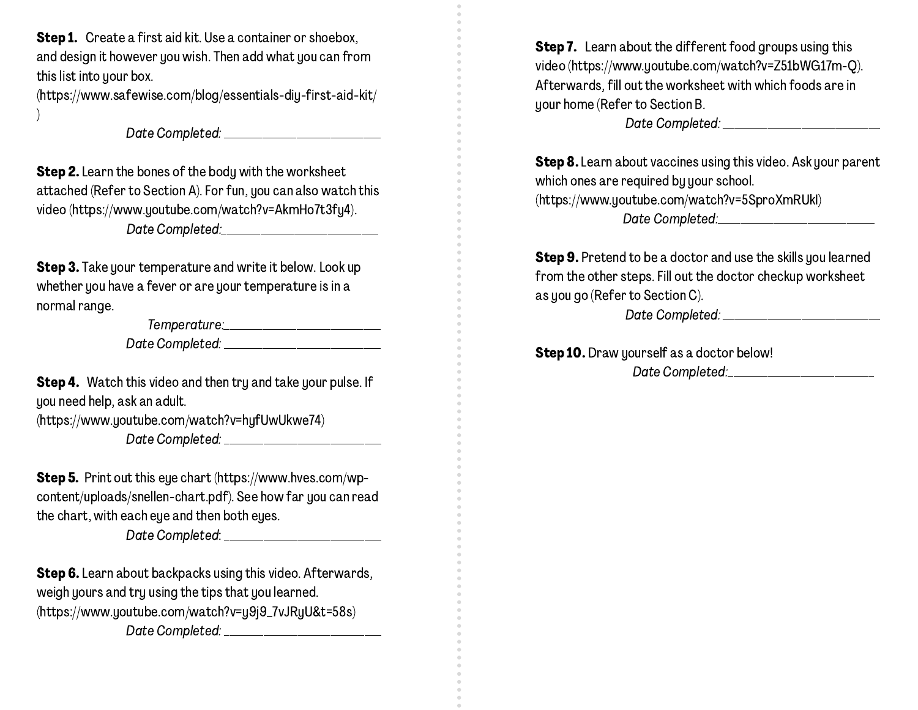**Step 1.** Create a first aid kit. Use a container or shoebox, and design it however you wish. Then add what you can from this list into your box. (https://www.safewise.com/blog/essentials-diy-first-aid-kit/)

*Date Completed:* ________________________

**Step 2.** Learn the bones of the body with the worksheet attached (Refer to Section A). For fun, you can also watch this video (https://www.youtube.com/watch?v=AkmHo7t3fy4).

*Date Completed:*________________________

**Step 3.** Take your temperature and write it below. Look up whether you have a fever or are your temperature is in a normal range.

*Temperature:*________________________

*Date Completed:* ________________________

**Step 4.** Watch this video and then try and take your pulse. If you need help, ask an adult. (https://www.youtube.com/watch?v=hyfUwUkwe74)

*Date Completed:* ________________________

**Step 5.** Print out this eye chart (https://www.hves.com/wp-content/uploads/snellen-chart.pdf). See how far you can read the chart, with each eye and then both eyes.

*Date Completed*: ________________________

**Step 6.** Learn about backpacks using this video. Afterwards, weigh yours and try using the tips that you learned. (https://www.youtube.com/watch?v=y9j9_7vJRyU&t=58s)

*Date Completed:* ________________________

**Step 7.** Learn about the different food groups using this video (https://www.youtube.com/watch?v=Z51bWG17m-Q). Afterwards, fill out the worksheet with which foods are in your home (Refer to Section B.

*Date Completed:* ________________________

**Step 8.** Learn about vaccines using this video. Ask your parent which ones are required by your school. (https://www.youtube.com/watch?v=5SproXmRUkI)

*Date Completed:*________________________

**Step 9.** Pretend to be a doctor and use the skills you learned from the other steps. Fill out the doctor checkup worksheet as you go (Refer to Section C).

*Date Completed:* ________________________

**Step 10.** Draw yourself as a doctor below!

*Date Completed:*________________________